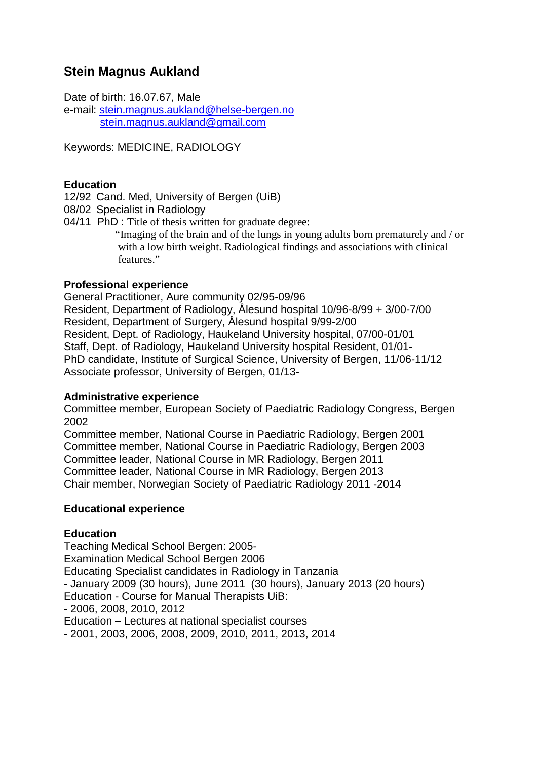# Stein Magnus Aukland

Date of birth: 16.07.67, Male
e-mail: stein.magnus.aukland@helse-bergen.no
stein.magnus.aukland@gmail.com

Keywords: MEDICINE, RADIOLOGY

## Education

12/92 Cand. Med, University of Bergen (UiB)
08/02 Specialist in Radiology
04/11 PhD : Title of thesis written for graduate degree:
"Imaging of the brain and of the lungs in young adults born prematurely and / or with a low birth weight. Radiological findings and associations with clinical features."

## Professional experience

General Practitioner, Aure community 02/95-09/96
Resident, Department of Radiology, Ålesund hospital 10/96-8/99 + 3/00-7/00
Resident, Department of Surgery, Ålesund hospital 9/99-2/00
Resident, Dept. of Radiology, Haukeland University hospital, 07/00-01/01
Staff, Dept. of Radiology, Haukeland University hospital Resident, 01/01-
PhD candidate, Institute of Surgical Science, University of Bergen, 11/06-11/12
Associate professor, University of Bergen, 01/13-

## Administrative experience

Committee member, European Society of Paediatric Radiology Congress, Bergen 2002
Committee member, National Course in Paediatric Radiology, Bergen 2001
Committee member, National Course in Paediatric Radiology, Bergen 2003
Committee leader, National Course in MR Radiology, Bergen 2011
Committee leader, National Course in MR Radiology, Bergen 2013
Chair member, Norwegian Society of Paediatric Radiology 2011 -2014

## Educational experience

## Education

Teaching Medical School Bergen: 2005-
Examination Medical School Bergen 2006
Educating Specialist candidates in Radiology in Tanzania
- January 2009 (30 hours), June 2011 (30 hours), January 2013 (20 hours)

Education - Course for Manual Therapists UiB:
- 2006, 2008, 2010, 2012

Education – Lectures at national specialist courses
- 2001, 2003, 2006, 2008, 2009, 2010, 2011, 2013, 2014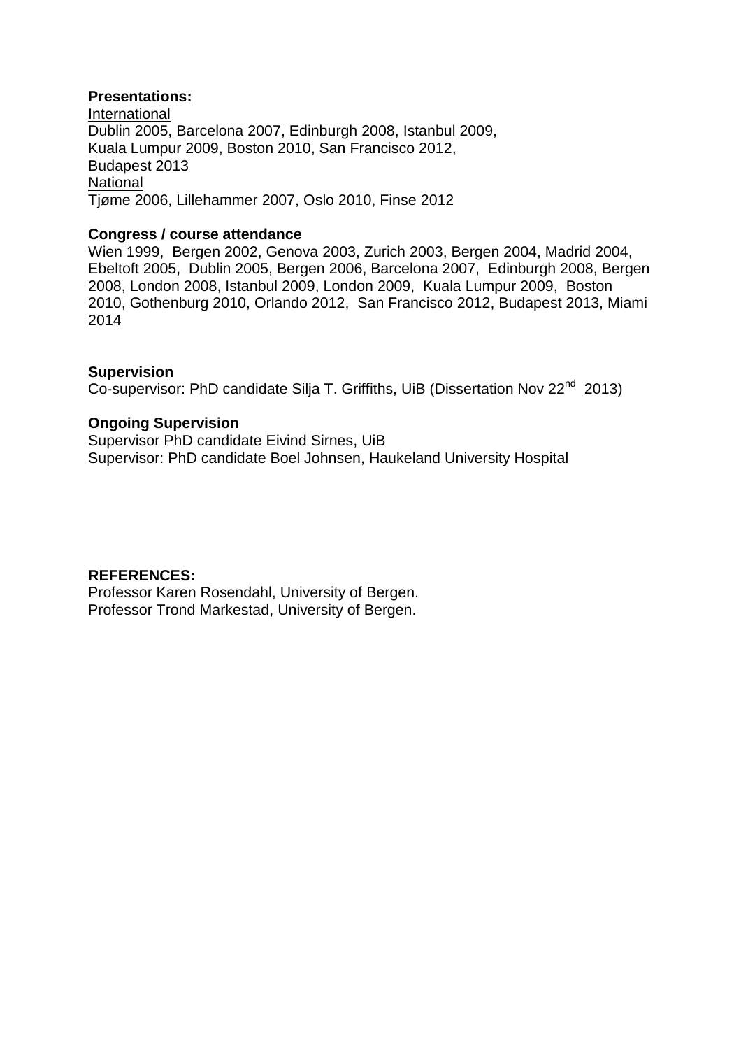**Presentations:**

International

Dublin 2005, Barcelona 2007, Edinburgh 2008, Istanbul 2009, Kuala Lumpur 2009, Boston 2010, San Francisco 2012, Budapest 2013

National

Tjøme 2006, Lillehammer 2007, Oslo 2010, Finse 2012

**Congress / course attendance**

Wien 1999, Bergen 2002, Genova 2003, Zurich 2003, Bergen 2004, Madrid 2004, Ebeltoft 2005, Dublin 2005, Bergen 2006, Barcelona 2007, Edinburgh 2008, Bergen 2008, London 2008, Istanbul 2009, London 2009, Kuala Lumpur 2009, Boston 2010, Gothenburg 2010, Orlando 2012, San Francisco 2012, Budapest 2013, Miami 2014

**Supervision**

Co-supervisor: PhD candidate Silja T. Griffiths, UiB (Dissertation Nov 22nd 2013)

**Ongoing Supervision**

Supervisor PhD candidate Eivind Sirnes, UiB

Supervisor: PhD candidate Boel Johnsen, Haukeland University Hospital

**REFERENCES:**

Professor Karen Rosendahl, University of Bergen.

Professor Trond Markestad, University of Bergen.